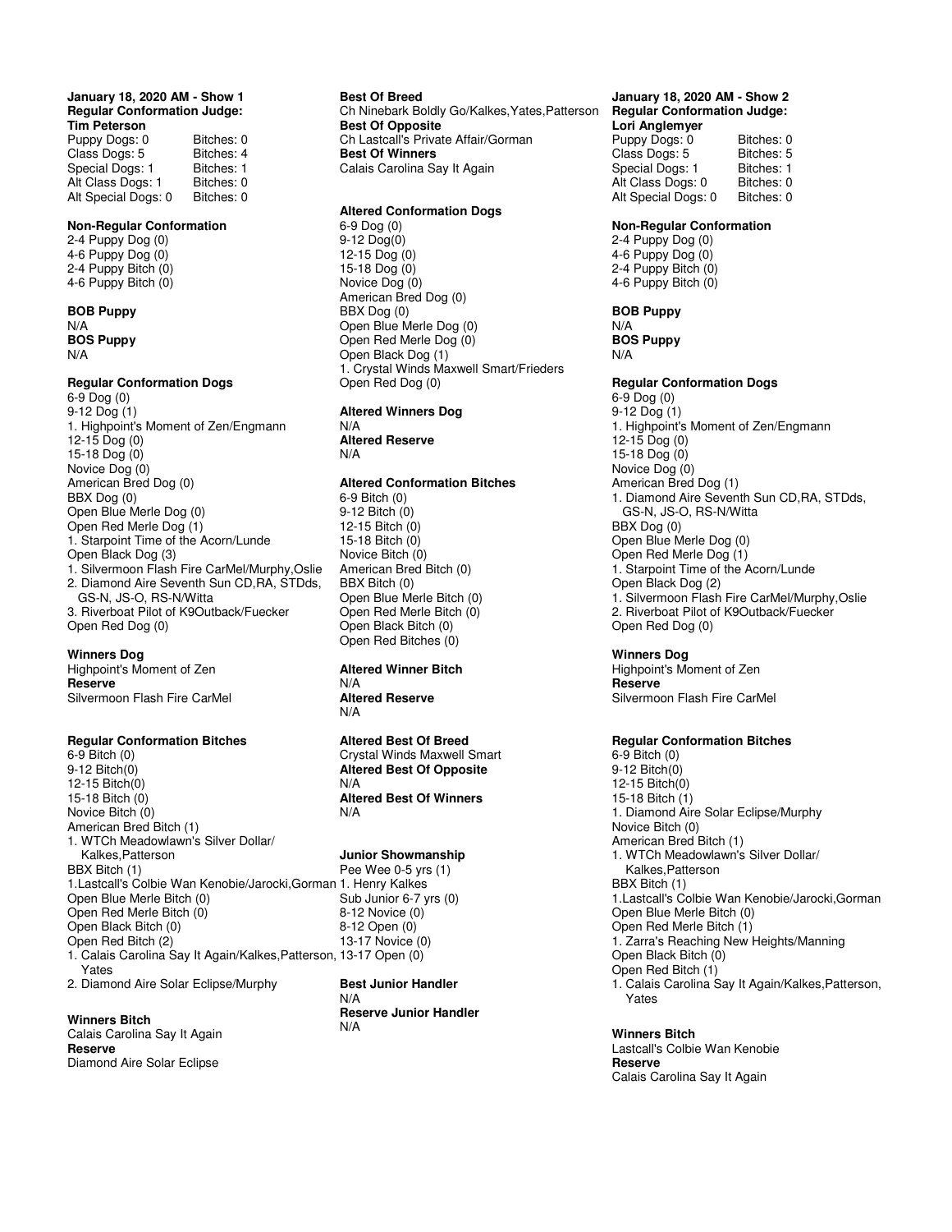**January 18, 2020 AM - Show 1**
**Regular Conformation Judge:**
**Tim Peterson**

| | |
|---|---|
| Puppy Dogs: 0 | Bitches: 0 |
| Class Dogs: 5 | Bitches: 4 |
| Special Dogs: 1 | Bitches: 1 |
| Alt Class Dogs: 1 | Bitches: 0 |
| Alt Special Dogs: 0 | Bitches: 0 |

**Non-Regular Conformation**
2-4 Puppy Dog (0)
4-6 Puppy Dog (0)
2-4 Puppy Bitch (0)
4-6 Puppy Bitch (0)

**BOB Puppy**
N/A
**BOS Puppy**
N/A

**Regular Conformation Dogs**
6-9 Dog (0)
9-12 Dog (1)
1. Highpoint's Moment of Zen/Engmann
12-15 Dog (0)
15-18 Dog (0)
Novice Dog (0)
American Bred Dog (0)
BBX Dog (0)
Open Blue Merle Dog (0)
Open Red Merle Dog (1)
1. Starpoint Time of the Acorn/Lunde
Open Black Dog (3)
1. Silvermoon Flash Fire CarMel/Murphy,Oslie
2. Diamond Aire Seventh Sun CD,RA, STDds, GS-N, JS-O, RS-N/Witta
3. Riverboat Pilot of K9Outback/Fuecker
Open Red Dog (0)

**Winners Dog**
Highpoint's Moment of Zen
**Reserve**
Silvermoon Flash Fire CarMel

**Regular Conformation Bitches**
6-9 Bitch (0)
9-12 Bitch(0)
12-15 Bitch(0)
15-18 Bitch (0)
Novice Bitch (0)
American Bred Bitch (1)
1. WTCh Meadowlawn's Silver Dollar/ Kalkes,Patterson
BBX Bitch (1)
1.Lastcall's Colbie Wan Kenobie/Jarocki,Gorman
Open Blue Merle Bitch (0)
Open Red Merle Bitch (0)
Open Black Bitch (0)
Open Red Bitch (2)
1. Calais Carolina Say It Again/Kalkes,Patterson, Yates
2. Diamond Aire Solar Eclipse/Murphy

**Winners Bitch**
Calais Carolina Say It Again
**Reserve**
Diamond Aire Solar Eclipse

**Best Of Breed**
Ch Ninebark Boldly Go/Kalkes,Yates,Patterson
**Best Of Opposite**
Ch Lastcall's Private Affair/Gorman
**Best Of Winners**
Calais Carolina Say It Again

**Altered Conformation Dogs**
6-9 Dog (0)
9-12 Dog(0)
12-15 Dog (0)
15-18 Dog (0)
Novice Dog (0)
American Bred Dog (0)
BBX Dog (0)
Open Blue Merle Dog (0)
Open Red Merle Dog (0)
Open Black Dog (1)
1. Crystal Winds Maxwell Smart/Frieders
Open Red Dog (0)

**Altered Winners Dog**
N/A
**Altered Reserve**
N/A

**Altered Conformation Bitches**
6-9 Bitch (0)
9-12 Bitch (0)
12-15 Bitch (0)
15-18 Bitch (0)
Novice Bitch (0)
American Bred Bitch (0)
BBX Bitch (0)
Open Blue Merle Bitch (0)
Open Red Merle Bitch (0)
Open Black Bitch (0)
Open Red Bitches (0)

**Altered Winner Bitch**
N/A
**Altered Reserve**
N/A

**Altered Best Of Breed**
Crystal Winds Maxwell Smart
**Altered Best Of Opposite**
N/A
**Altered Best Of Winners**
N/A

**Junior Showmanship**
Pee Wee 0-5 yrs (1)
1. Henry Kalkes
Sub Junior 6-7 yrs (0)
8-12 Novice (0)
8-12 Open (0)
13-17 Novice (0)
13-17 Open (0)

**Best Junior Handler**
N/A
**Reserve Junior Handler**
N/A

**January 18, 2020 AM - Show 2**
**Regular Conformation Judge:**
**Lori Anglemyer**

| | |
|---|---|
| Puppy Dogs: 0 | Bitches: 0 |
| Class Dogs: 5 | Bitches: 5 |
| Special Dogs: 1 | Bitches: 1 |
| Alt Class Dogs: 0 | Bitches: 0 |
| Alt Special Dogs: 0 | Bitches: 0 |

**Non-Regular Conformation**
2-4 Puppy Dog (0)
4-6 Puppy Dog (0)
2-4 Puppy Bitch (0)
4-6 Puppy Bitch (0)

**BOB Puppy**
N/A
**BOS Puppy**
N/A

**Regular Conformation Dogs**
6-9 Dog (0)
9-12 Dog (1)
1. Highpoint's Moment of Zen/Engmann
12-15 Dog (0)
15-18 Dog (0)
Novice Dog (0)
American Bred Dog (1)
1. Diamond Aire Seventh Sun CD,RA, STDds, GS-N, JS-O, RS-N/Witta
BBX Dog (0)
Open Blue Merle Dog (0)
Open Red Merle Dog (1)
1. Starpoint Time of the Acorn/Lunde
Open Black Dog (2)
1. Silvermoon Flash Fire CarMel/Murphy,Oslie
2. Riverboat Pilot of K9Outback/Fuecker
Open Red Dog (0)

**Winners Dog**
Highpoint's Moment of Zen
**Reserve**
Silvermoon Flash Fire CarMel

**Regular Conformation Bitches**
6-9 Bitch (0)
9-12 Bitch(0)
12-15 Bitch(0)
15-18 Bitch (1)
1. Diamond Aire Solar Eclipse/Murphy
Novice Bitch (0)
American Bred Bitch (1)
1. WTCh Meadowlawn's Silver Dollar/ Kalkes,Patterson
BBX Bitch (1)
1.Lastcall's Colbie Wan Kenobie/Jarocki,Gorman
Open Blue Merle Bitch (0)
Open Red Merle Bitch (1)
1. Zarra's Reaching New Heights/Manning
Open Black Bitch (0)
Open Red Bitch (1)
1. Calais Carolina Say It Again/Kalkes,Patterson, Yates

**Winners Bitch**
Lastcall's Colbie Wan Kenobie
**Reserve**
Calais Carolina Say It Again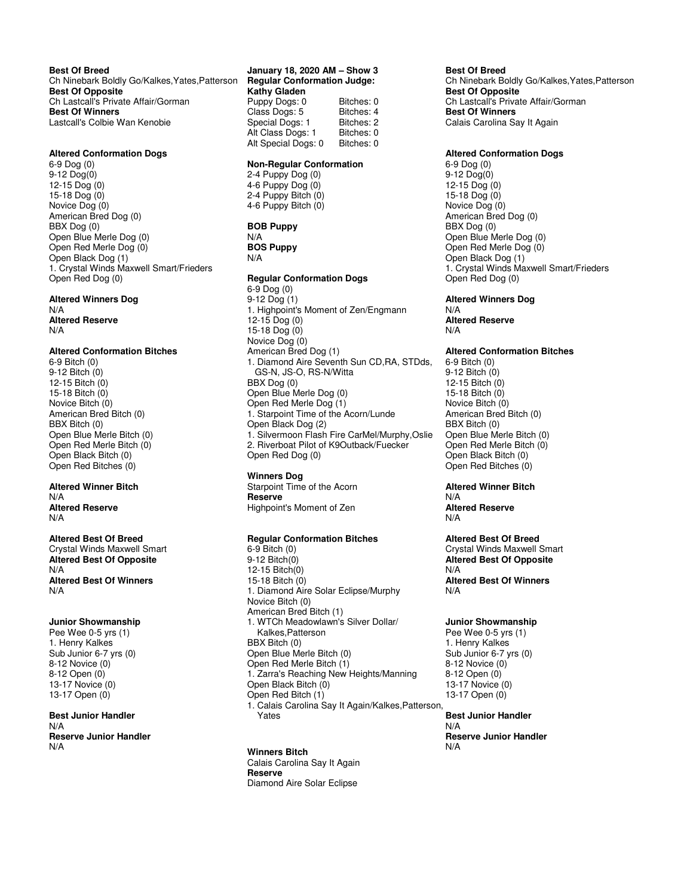**Best Of Breed**
Ch Ninebark Boldly Go/Kalkes,Yates,Patterson
**Best Of Opposite**
Ch Lastcall's Private Affair/Gorman
**Best Of Winners**
Lastcall's Colbie Wan Kenobie

**Altered Conformation Dogs**
6-9 Dog (0)
9-12 Dog(0)
12-15 Dog (0)
15-18 Dog (0)
Novice Dog (0)
American Bred Dog (0)
BBX Dog (0)
Open Blue Merle Dog (0)
Open Red Merle Dog (0)
Open Black Dog (1)
1. Crystal Winds Maxwell Smart/Frieders
Open Red Dog (0)

**Altered Winners Dog**
N/A
**Altered Reserve**
N/A

**Altered Conformation Bitches**
6-9 Bitch (0)
9-12 Bitch (0)
12-15 Bitch (0)
15-18 Bitch (0)
Novice Bitch (0)
American Bred Bitch (0)
BBX Bitch (0)
Open Blue Merle Bitch (0)
Open Red Merle Bitch (0)
Open Black Bitch (0)
Open Red Bitches (0)

**Altered Winner Bitch**
N/A
**Altered Reserve**
N/A

**Altered Best Of Breed**
Crystal Winds Maxwell Smart
**Altered Best Of Opposite**
N/A
**Altered Best Of Winners**
N/A

**Junior Showmanship**
Pee Wee 0-5 yrs (1)
1. Henry Kalkes
Sub Junior 6-7 yrs (0)
8-12 Novice (0)
8-12 Open (0)
13-17 Novice (0)
13-17 Open (0)

**Best Junior Handler**
N/A
**Reserve Junior Handler**
N/A

**January 18, 2020 AM – Show 3**
**Regular Conformation Judge:**
**Kathy Gladen**

| | |
|---|---|
| Puppy Dogs: 0 | Bitches: 0 |
| Class Dogs: 5 | Bitches: 4 |
| Special Dogs: 1 | Bitches: 2 |
| Alt Class Dogs: 1 | Bitches: 0 |
| Alt Special Dogs: 0 | Bitches: 0 |

**Non-Regular Conformation**
2-4 Puppy Dog (0)
4-6 Puppy Dog (0)
2-4 Puppy Bitch (0)
4-6 Puppy Bitch (0)

**BOB Puppy**
N/A
**BOS Puppy**
N/A

**Regular Conformation Dogs**
6-9 Dog (0)
9-12 Dog (1)
1. Highpoint's Moment of Zen/Engmann
12-15 Dog (0)
15-18 Dog (0)
Novice Dog (0)
American Bred Dog (1)
1. Diamond Aire Seventh Sun CD,RA, STDds, GS-N, JS-O, RS-N/Witta
BBX Dog (0)
Open Blue Merle Dog (0)
Open Red Merle Dog (1)
1. Starpoint Time of the Acorn/Lunde
Open Black Dog (2)
1. Silvermoon Flash Fire CarMel/Murphy,Oslie
2. Riverboat Pilot of K9Outback/Fuecker
Open Red Dog (0)

**Winners Dog**
Starpoint Time of the Acorn
**Reserve**
Highpoint's Moment of Zen

**Regular Conformation Bitches**
6-9 Bitch (0)
9-12 Bitch(0)
12-15 Bitch(0)
15-18 Bitch (0)
1. Diamond Aire Solar Eclipse/Murphy
Novice Bitch (0)
American Bred Bitch (1)
1. WTCh Meadowlawn's Silver Dollar/ Kalkes,Patterson
BBX Bitch (0)
Open Blue Merle Bitch (0)
Open Red Merle Bitch (1)
1. Zarra's Reaching New Heights/Manning
Open Black Bitch (0)
Open Red Bitch (1)
1. Calais Carolina Say It Again/Kalkes,Patterson, Yates

**Winners Bitch**
Calais Carolina Say It Again
**Reserve**
Diamond Aire Solar Eclipse

**Best Of Breed**
Ch Ninebark Boldly Go/Kalkes,Yates,Patterson
**Best Of Opposite**
Ch Lastcall's Private Affair/Gorman
**Best Of Winners**
Calais Carolina Say It Again

**Altered Conformation Dogs**
6-9 Dog (0)
9-12 Dog(0)
12-15 Dog (0)
15-18 Dog (0)
Novice Dog (0)
American Bred Dog (0)
BBX Dog (0)
Open Blue Merle Dog (0)
Open Red Merle Dog (0)
Open Black Dog (1)
1. Crystal Winds Maxwell Smart/Frieders
Open Red Dog (0)

**Altered Winners Dog**
N/A
**Altered Reserve**
N/A

**Altered Conformation Bitches**
6-9 Bitch (0)
9-12 Bitch (0)
12-15 Bitch (0)
15-18 Bitch (0)
Novice Bitch (0)
American Bred Bitch (0)
BBX Bitch (0)
Open Blue Merle Bitch (0)
Open Red Merle Bitch (0)
Open Black Bitch (0)
Open Red Bitches (0)

**Altered Winner Bitch**
N/A
**Altered Reserve**
N/A

**Altered Best Of Breed**
Crystal Winds Maxwell Smart
**Altered Best Of Opposite**
N/A
**Altered Best Of Winners**
N/A

**Junior Showmanship**
Pee Wee 0-5 yrs (1)
1. Henry Kalkes
Sub Junior 6-7 yrs (0)
8-12 Novice (0)
8-12 Open (0)
13-17 Novice (0)
13-17 Open (0)

**Best Junior Handler**
N/A
**Reserve Junior Handler**
N/A